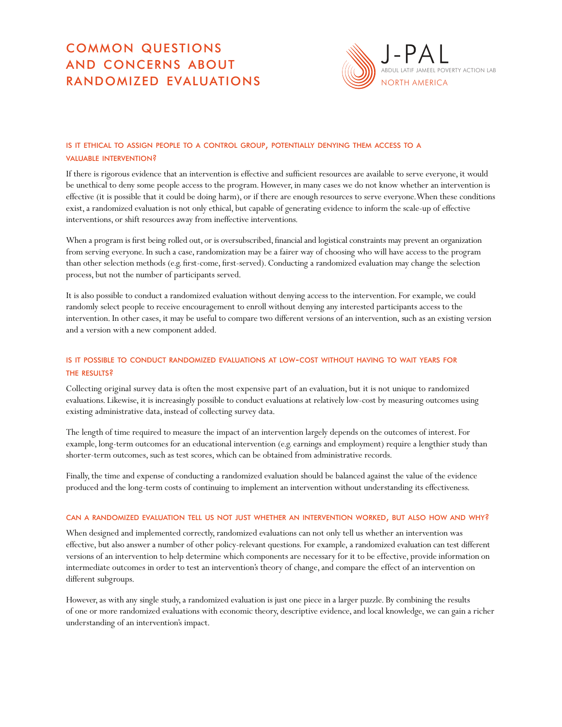# COMMON QUESTIONS AND CONCERNS ABOUT RANDOMIZED EVALUATIONS

J-PAL
ABDUL LATIF JAMEEL POVERTY ACTION LAB
NORTH AMERICA

### IS IT ETHICAL TO ASSIGN PEOPLE TO A CONTROL GROUP, POTENTIALLY DENYING THEM ACCESS TO A VALUABLE INTERVENTION?

If there is rigorous evidence that an intervention is effective and sufficient resources are available to serve everyone, it would be unethical to deny some people access to the program. However, in many cases we do not know whether an intervention is effective (it is possible that it could be doing harm), or if there are enough resources to serve everyone. When these conditions exist, a randomized evaluation is not only ethical, but capable of generating evidence to inform the scale-up of effective interventions, or shift resources away from ineffective interventions.

When a program is first being rolled out, or is oversubscribed, financial and logistical constraints may prevent an organization from serving everyone. In such a case, randomization may be a fairer way of choosing who will have access to the program than other selection methods (e.g. first-come, first-served). Conducting a randomized evaluation may change the selection process, but not the number of participants served.

It is also possible to conduct a randomized evaluation without denying access to the intervention. For example, we could randomly select people to receive encouragement to enroll without denying any interested participants access to the intervention. In other cases, it may be useful to compare two different versions of an intervention, such as an existing version and a version with a new component added.

### IS IT POSSIBLE TO CONDUCT RANDOMIZED EVALUATIONS AT LOW-COST WITHOUT HAVING TO WAIT YEARS FOR THE RESULTS?

Collecting original survey data is often the most expensive part of an evaluation, but it is not unique to randomized evaluations. Likewise, it is increasingly possible to conduct evaluations at relatively low-cost by measuring outcomes using existing administrative data, instead of collecting survey data.

The length of time required to measure the impact of an intervention largely depends on the outcomes of interest. For example, long-term outcomes for an educational intervention (e.g. earnings and employment) require a lengthier study than shorter-term outcomes, such as test scores, which can be obtained from administrative records.

Finally, the time and expense of conducting a randomized evaluation should be balanced against the value of the evidence produced and the long-term costs of continuing to implement an intervention without understanding its effectiveness.

### CAN A RANDOMIZED EVALUATION TELL US NOT JUST WHETHER AN INTERVENTION WORKED, BUT ALSO HOW AND WHY?

When designed and implemented correctly, randomized evaluations can not only tell us whether an intervention was effective, but also answer a number of other policy-relevant questions. For example, a randomized evaluation can test different versions of an intervention to help determine which components are necessary for it to be effective, provide information on intermediate outcomes in order to test an intervention's theory of change, and compare the effect of an intervention on different subgroups.

However, as with any single study, a randomized evaluation is just one piece in a larger puzzle. By combining the results of one or more randomized evaluations with economic theory, descriptive evidence, and local knowledge, we can gain a richer understanding of an intervention's impact.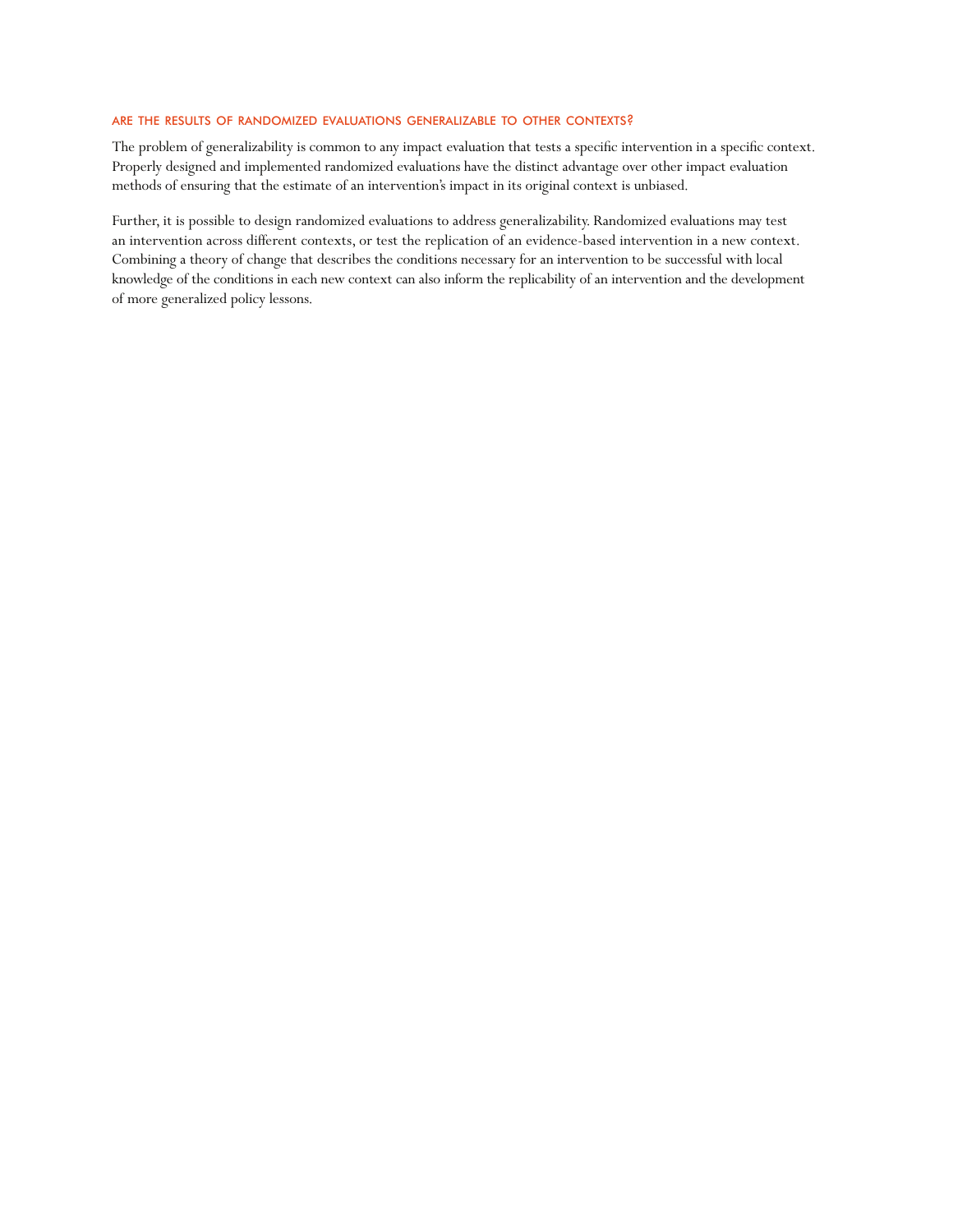### ARE THE RESULTS OF RANDOMIZED EVALUATIONS GENERALIZABLE TO OTHER CONTEXTS?

The problem of generalizability is common to any impact evaluation that tests a specific intervention in a specific context. Properly designed and implemented randomized evaluations have the distinct advantage over other impact evaluation methods of ensuring that the estimate of an intervention's impact in its original context is unbiased.

Further, it is possible to design randomized evaluations to address generalizability. Randomized evaluations may test an intervention across different contexts, or test the replication of an evidence-based intervention in a new context. Combining a theory of change that describes the conditions necessary for an intervention to be successful with local knowledge of the conditions in each new context can also inform the replicability of an intervention and the development of more generalized policy lessons.